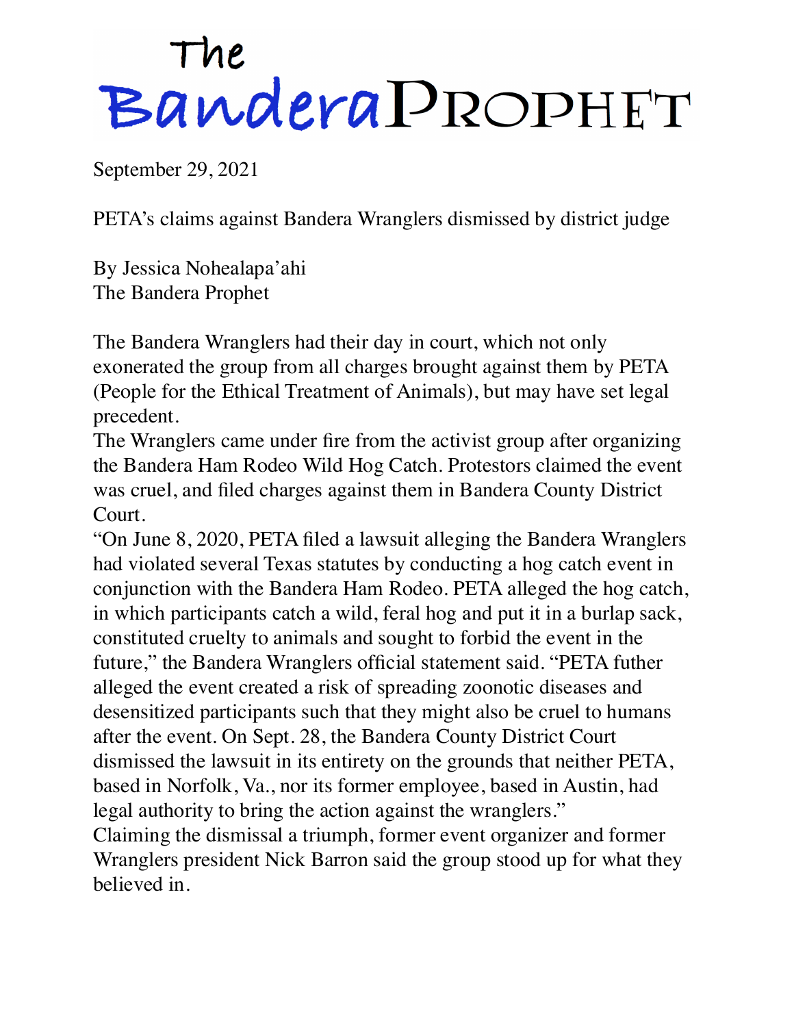# The Bandera Prophet

September 29, 2021

PETA's claims against Bandera Wranglers dismissed by district judge

By Jessica Nohealapa'ahi
The Bandera Prophet

The Bandera Wranglers had their day in court, which not only exonerated the group from all charges brought against them by PETA (People for the Ethical Treatment of Animals), but may have set legal precedent.

The Wranglers came under fire from the activist group after organizing the Bandera Ham Rodeo Wild Hog Catch. Protestors claimed the event was cruel, and filed charges against them in Bandera County District Court.

"On June 8, 2020, PETA filed a lawsuit alleging the Bandera Wranglers had violated several Texas statutes by conducting a hog catch event in conjunction with the Bandera Ham Rodeo. PETA alleged the hog catch, in which participants catch a wild, feral hog and put it in a burlap sack, constituted cruelty to animals and sought to forbid the event in the future," the Bandera Wranglers official statement said. "PETA futher alleged the event created a risk of spreading zoonotic diseases and desensitized participants such that they might also be cruel to humans after the event. On Sept. 28, the Bandera County District Court dismissed the lawsuit in its entirety on the grounds that neither PETA, based in Norfolk, Va., nor its former employee, based in Austin, had legal authority to bring the action against the wranglers."

Claiming the dismissal a triumph, former event organizer and former Wranglers president Nick Barron said the group stood up for what they believed in.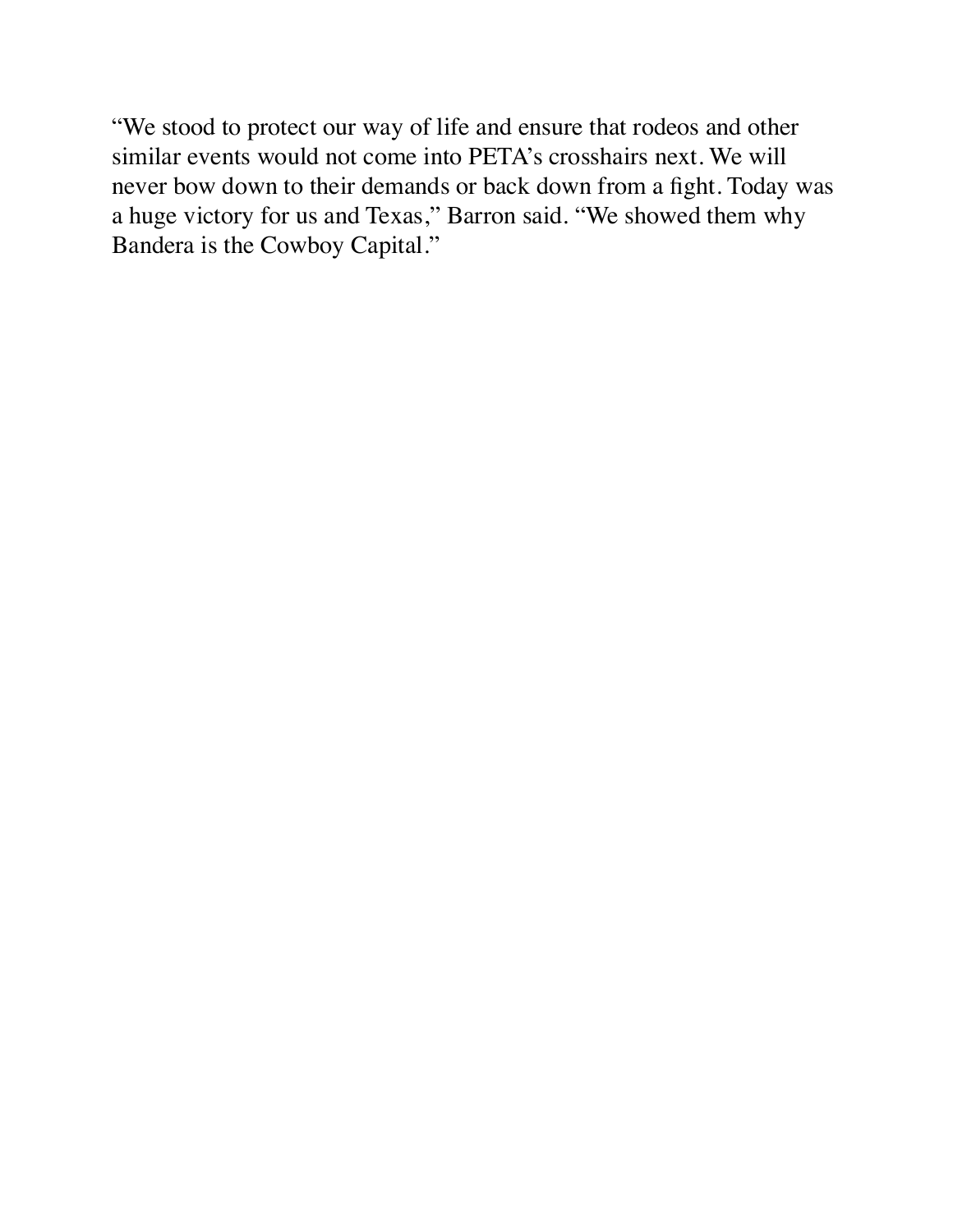“We stood to protect our way of life and ensure that rodeos and other similar events would not come into PETA’s crosshairs next. We will never bow down to their demands or back down from a fight. Today was a huge victory for us and Texas,” Barron said. “We showed them why Bandera is the Cowboy Capital.”